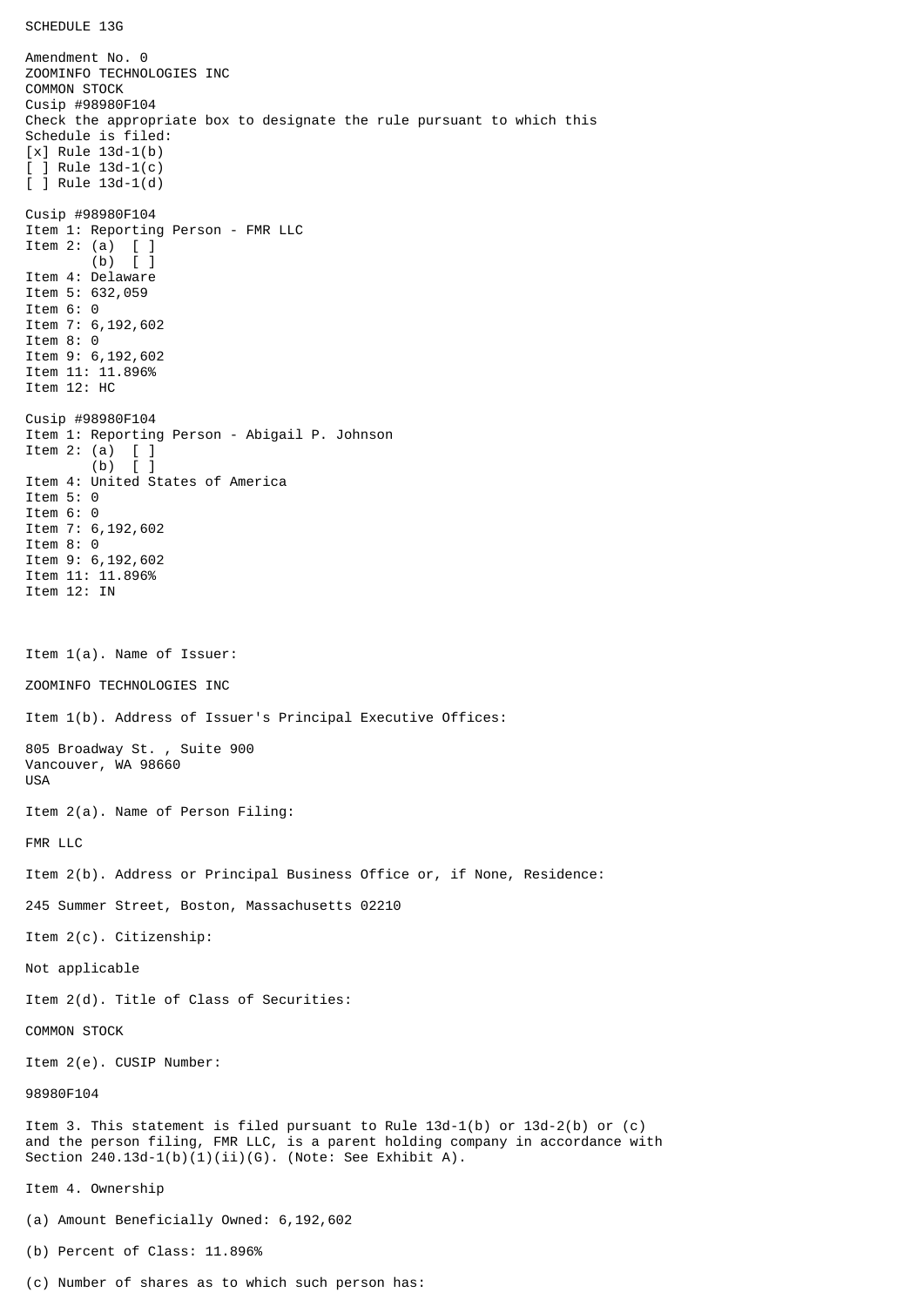SCHEDULE 13G

Amendment No. 0
ZOOMINFO TECHNOLOGIES INC
COMMON STOCK
Cusip #98980F104
Check the appropriate box to designate the rule pursuant to which this Schedule is filed:
[x] Rule 13d-1(b)
[ ] Rule 13d-1(c)
[ ] Rule 13d-1(d)

Cusip #98980F104
Item 1: Reporting Person - FMR LLC
Item 2: (a) [ ]
(b) [ ]
Item 4: Delaware
Item 5: 632,059
Item 6: 0
Item 7: 6,192,602
Item 8: 0
Item 9: 6,192,602
Item 11: 11.896%
Item 12: HC

Cusip #98980F104
Item 1: Reporting Person - Abigail P. Johnson
Item 2: (a) [ ]
(b) [ ]
Item 4: United States of America
Item 5: 0
Item 6: 0
Item 7: 6,192,602
Item 8: 0
Item 9: 6,192,602
Item 11: 11.896%
Item 12: IN

Item 1(a). Name of Issuer:

ZOOMINFO TECHNOLOGIES INC

Item 1(b). Address of Issuer's Principal Executive Offices:

805 Broadway St. , Suite 900
Vancouver, WA 98660
USA

Item 2(a). Name of Person Filing:

FMR LLC

Item 2(b). Address or Principal Business Office or, if None, Residence:

245 Summer Street, Boston, Massachusetts 02210

Item 2(c). Citizenship:

Not applicable

Item 2(d). Title of Class of Securities:

COMMON STOCK

Item 2(e). CUSIP Number:

98980F104

Item 3. This statement is filed pursuant to Rule 13d-1(b) or 13d-2(b) or (c) and the person filing, FMR LLC, is a parent holding company in accordance with Section 240.13d-1(b)(1)(ii)(G). (Note: See Exhibit A).

Item 4. Ownership

(a) Amount Beneficially Owned: 6,192,602

(b) Percent of Class: 11.896%

(c) Number of shares as to which such person has: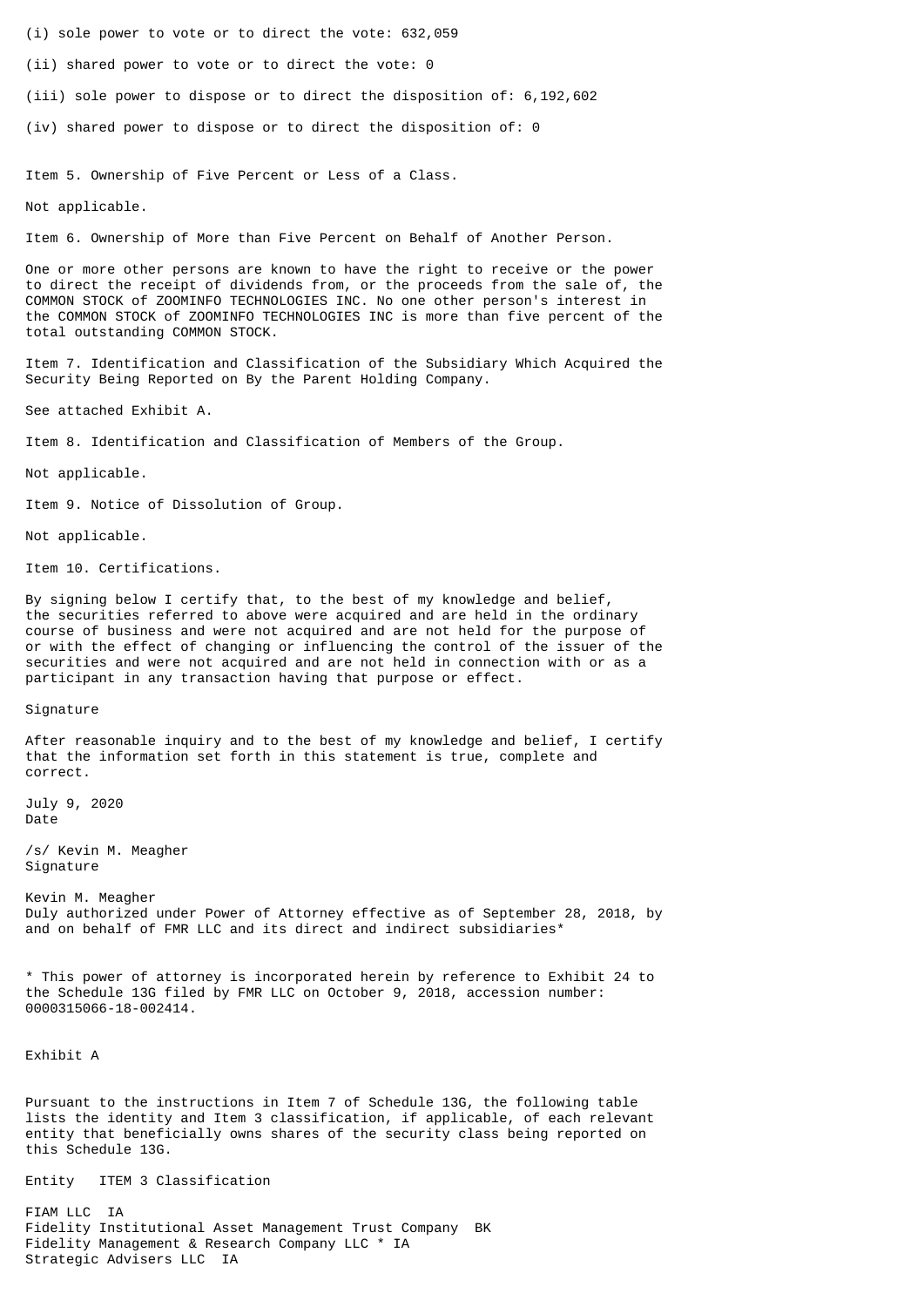(i) sole power to vote or to direct the vote: 632,059

(ii) shared power to vote or to direct the vote: 0

(iii) sole power to dispose or to direct the disposition of: 6,192,602

(iv) shared power to dispose or to direct the disposition of: 0

Item 5. Ownership of Five Percent or Less of a Class.

Not applicable.

Item 6. Ownership of More than Five Percent on Behalf of Another Person.

One or more other persons are known to have the right to receive or the power to direct the receipt of dividends from, or the proceeds from the sale of, the COMMON STOCK of ZOOMINFO TECHNOLOGIES INC. No one other person's interest in the COMMON STOCK of ZOOMINFO TECHNOLOGIES INC is more than five percent of the total outstanding COMMON STOCK.

Item 7. Identification and Classification of the Subsidiary Which Acquired the Security Being Reported on By the Parent Holding Company.

See attached Exhibit A.

Item 8. Identification and Classification of Members of the Group.

Not applicable.

Item 9. Notice of Dissolution of Group.

Not applicable.

Item 10. Certifications.

By signing below I certify that, to the best of my knowledge and belief, the securities referred to above were acquired and are held in the ordinary course of business and were not acquired and are not held for the purpose of or with the effect of changing or influencing the control of the issuer of the securities and were not acquired and are not held in connection with or as a participant in any transaction having that purpose or effect.

Signature

After reasonable inquiry and to the best of my knowledge and belief, I certify that the information set forth in this statement is true, complete and correct.

July 9, 2020
Date

/s/ Kevin M. Meagher
Signature

Kevin M. Meagher
Duly authorized under Power of Attorney effective as of September 28, 2018, by and on behalf of FMR LLC and its direct and indirect subsidiaries*

* This power of attorney is incorporated herein by reference to Exhibit 24 to the Schedule 13G filed by FMR LLC on October 9, 2018, accession number: 0000315066-18-002414.

Exhibit A

Pursuant to the instructions in Item 7 of Schedule 13G, the following table lists the identity and Item 3 classification, if applicable, of each relevant entity that beneficially owns shares of the security class being reported on this Schedule 13G.

| Entity | ITEM 3 Classification |
|---|---|
| FIAM LLC | IA |
| Fidelity Institutional Asset Management Trust Company | BK |
| Fidelity Management & Research Company LLC * | IA |
| Strategic Advisers LLC | IA |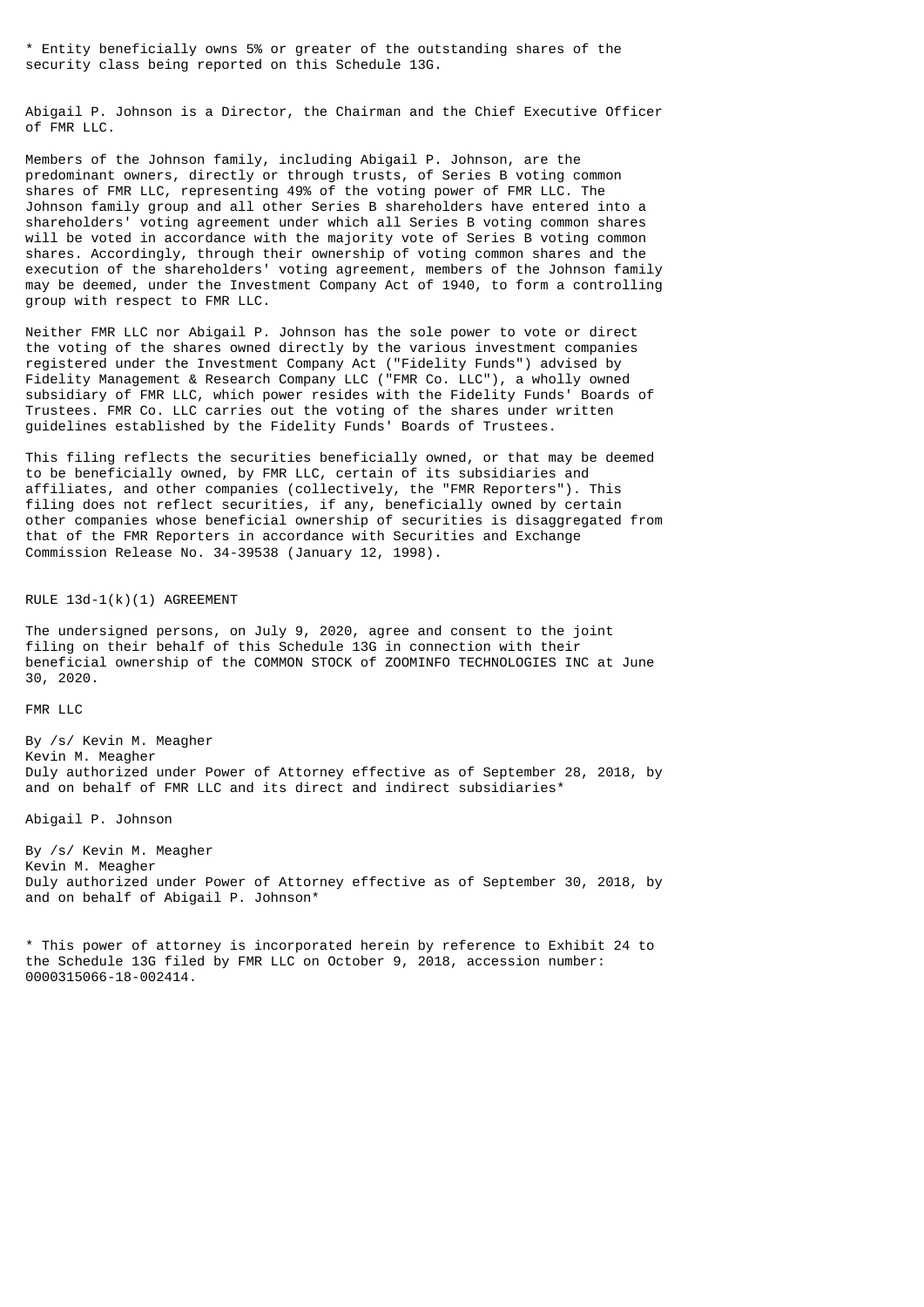* Entity beneficially owns 5% or greater of the outstanding shares of the security class being reported on this Schedule 13G.

Abigail P. Johnson is a Director, the Chairman and the Chief Executive Officer of FMR LLC.

Members of the Johnson family, including Abigail P. Johnson, are the predominant owners, directly or through trusts, of Series B voting common shares of FMR LLC, representing 49% of the voting power of FMR LLC. The Johnson family group and all other Series B shareholders have entered into a shareholders' voting agreement under which all Series B voting common shares will be voted in accordance with the majority vote of Series B voting common shares. Accordingly, through their ownership of voting common shares and the execution of the shareholders' voting agreement, members of the Johnson family may be deemed, under the Investment Company Act of 1940, to form a controlling group with respect to FMR LLC.

Neither FMR LLC nor Abigail P. Johnson has the sole power to vote or direct the voting of the shares owned directly by the various investment companies registered under the Investment Company Act ("Fidelity Funds") advised by Fidelity Management & Research Company LLC ("FMR Co. LLC"), a wholly owned subsidiary of FMR LLC, which power resides with the Fidelity Funds' Boards of Trustees. FMR Co. LLC carries out the voting of the shares under written guidelines established by the Fidelity Funds' Boards of Trustees.

This filing reflects the securities beneficially owned, or that may be deemed to be beneficially owned, by FMR LLC, certain of its subsidiaries and affiliates, and other companies (collectively, the "FMR Reporters"). This filing does not reflect securities, if any, beneficially owned by certain other companies whose beneficial ownership of securities is disaggregated from that of the FMR Reporters in accordance with Securities and Exchange Commission Release No. 34-39538 (January 12, 1998).

RULE 13d-1(k)(1) AGREEMENT

The undersigned persons, on July 9, 2020, agree and consent to the joint filing on their behalf of this Schedule 13G in connection with their beneficial ownership of the COMMON STOCK of ZOOMINFO TECHNOLOGIES INC at June 30, 2020.

FMR LLC

By /s/ Kevin M. Meagher
Kevin M. Meagher
Duly authorized under Power of Attorney effective as of September 28, 2018, by and on behalf of FMR LLC and its direct and indirect subsidiaries*

Abigail P. Johnson

By /s/ Kevin M. Meagher
Kevin M. Meagher
Duly authorized under Power of Attorney effective as of September 30, 2018, by and on behalf of Abigail P. Johnson*

* This power of attorney is incorporated herein by reference to Exhibit 24 to the Schedule 13G filed by FMR LLC on October 9, 2018, accession number: 0000315066-18-002414.